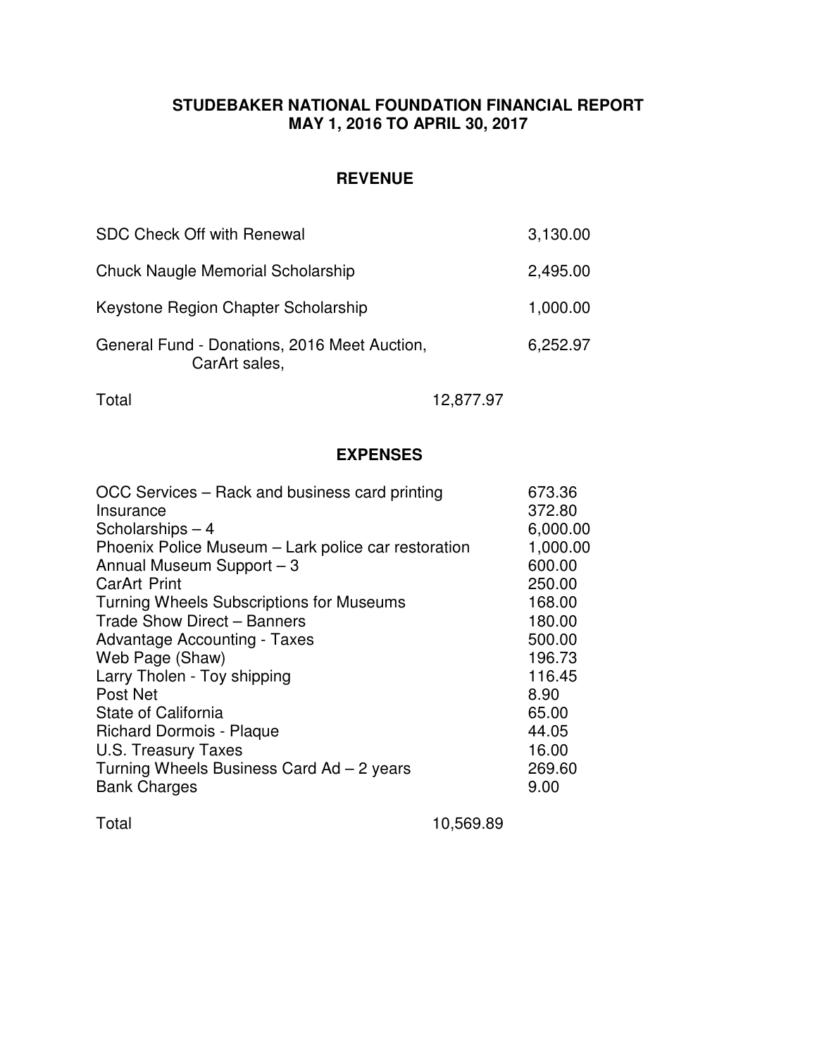# STUDEBAKER NATIONAL FOUNDATION FINANCIAL REPORT
# MAY 1, 2016 TO APRIL 30, 2017

## REVENUE

| | | |
|---|---|---|
| SDC Check Off with Renewal | | 3,130.00 |
| Chuck Naugle Memorial Scholarship | | 2,495.00 |
| Keystone Region Chapter Scholarship | | 1,000.00 |
| General Fund - Donations, 2016 Meet Auction, CarArt sales, | | 6,252.97 |
| Total | 12,877.97 | |

## EXPENSES

| | | |
|---|---|---|
| OCC Services – Rack and business card printing | | 673.36 |
| Insurance | | 372.80 |
| Scholarships – 4 | | 6,000.00 |
| Phoenix Police Museum – Lark police car restoration | | 1,000.00 |
| Annual Museum Support – 3 | | 600.00 |
| CarArt Print | | 250.00 |
| Turning Wheels Subscriptions for Museums | | 168.00 |
| Trade Show Direct – Banners | | 180.00 |
| Advantage Accounting - Taxes | | 500.00 |
| Web Page (Shaw) | | 196.73 |
| Larry Tholen - Toy shipping | | 116.45 |
| Post Net | | 8.90 |
| State of California | | 65.00 |
| Richard Dormois - Plaque | | 44.05 |
| U.S. Treasury Taxes | | 16.00 |
| Turning Wheels Business Card Ad – 2 years | | 269.60 |
| Bank Charges | | 9.00 |
| Total | 10,569.89 | |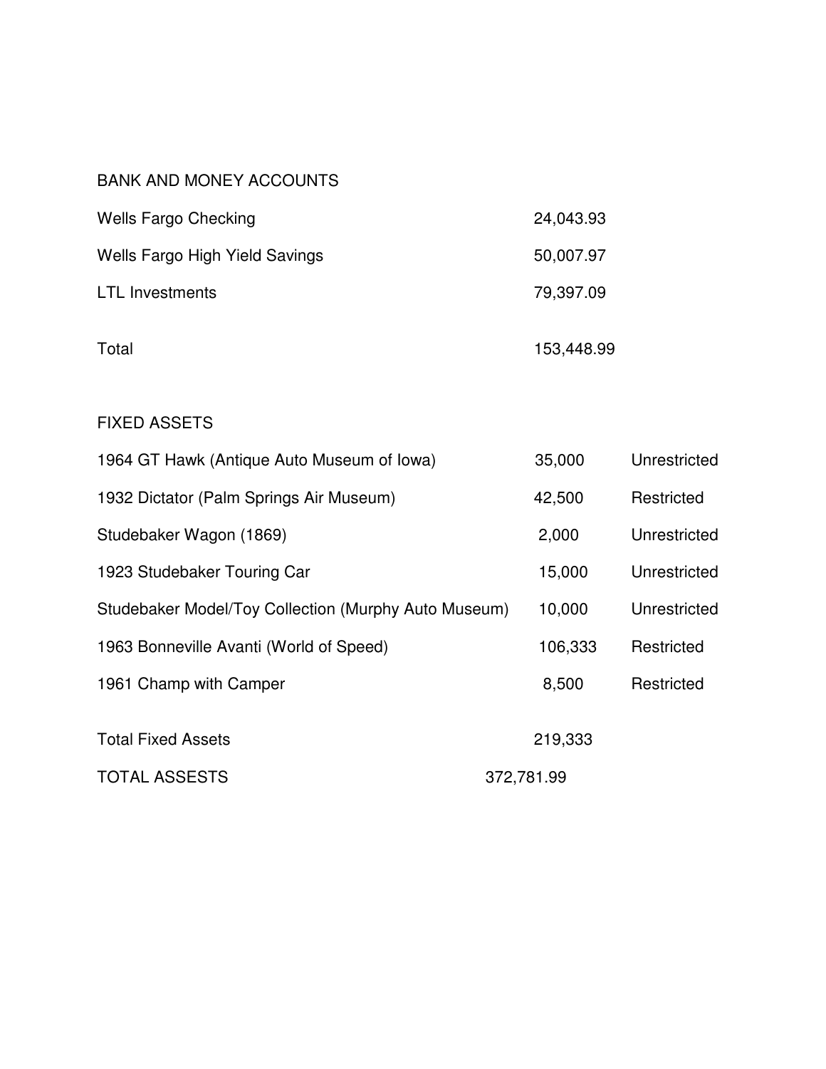BANK AND MONEY ACCOUNTS

| | |
|---|---|
| Wells Fargo Checking | 24,043.93 |
| Wells Fargo High Yield Savings | 50,007.97 |
| LTL Investments | 79,397.09 |
| Total | 153,448.99 |

FIXED ASSETS

| | | |
|---|---|---|
| 1964 GT Hawk (Antique Auto Museum of Iowa) | 35,000 | Unrestricted |
| 1932 Dictator (Palm Springs Air Museum) | 42,500 | Restricted |
| Studebaker Wagon (1869) | 2,000 | Unrestricted |
| 1923 Studebaker Touring Car | 15,000 | Unrestricted |
| Studebaker Model/Toy Collection (Murphy Auto Museum) | 10,000 | Unrestricted |
| 1963 Bonneville Avanti (World of Speed) | 106,333 | Restricted |
| 1961 Champ with Camper | 8,500 | Restricted |
| Total Fixed Assets | 219,333 | |
| TOTAL ASSESTS | 372,781.99 | |